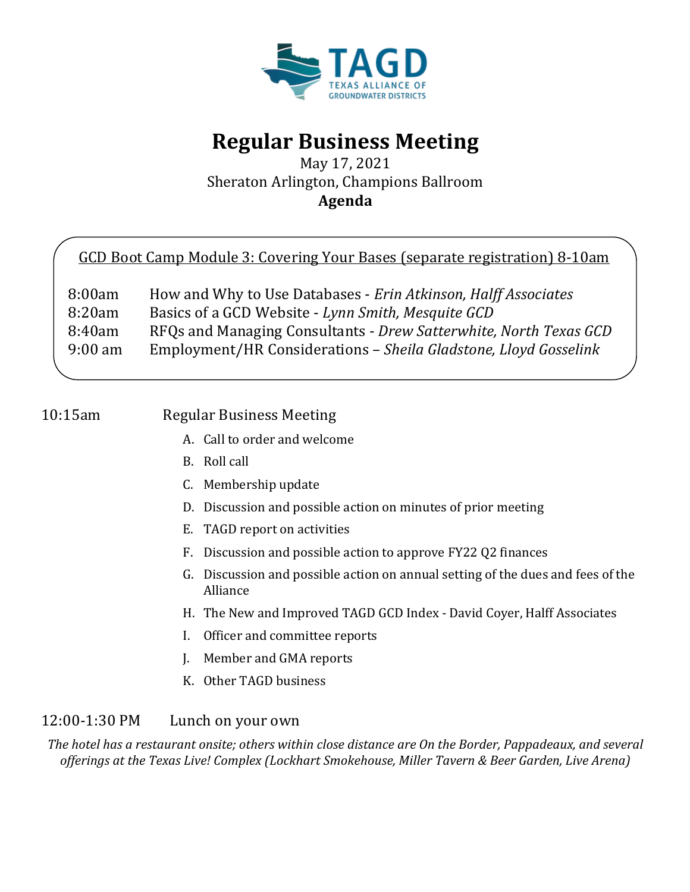TAGD
TEXAS ALLIANCE OF
GROUNDWATER DISTRICTS

# Regular Business Meeting

May 17, 2021
Sheraton Arlington, Champions Ballroom
**Agenda**

GCD Boot Camp Module 3: Covering Your Bases (separate registration) 8-10am

8:00am How and Why to Use Databases - *Erin Atkinson, Halff Associates*
8:20am Basics of a GCD Website - *Lynn Smith, Mesquite GCD*
8:40am RFQs and Managing Consultants - *Drew Satterwhite, North Texas GCD*
9:00 am Employment/HR Considerations – *Sheila Gladstone, Lloyd Gosselink*

10:15am Regular Business Meeting

A. Call to order and welcome
B. Roll call
C. Membership update
D. Discussion and possible action on minutes of prior meeting
E. TAGD report on activities
F. Discussion and possible action to approve FY22 Q2 finances
G. Discussion and possible action on annual setting of the dues and fees of the Alliance
H. The New and Improved TAGD GCD Index - David Coyer, Halff Associates
I. Officer and committee reports
J. Member and GMA reports
K. Other TAGD business

12:00-1:30 PM Lunch on your own

*The hotel has a restaurant onsite; others within close distance are On the Border, Pappadeaux, and several offerings at the Texas Live! Complex (Lockhart Smokehouse, Miller Tavern & Beer Garden, Live Arena)*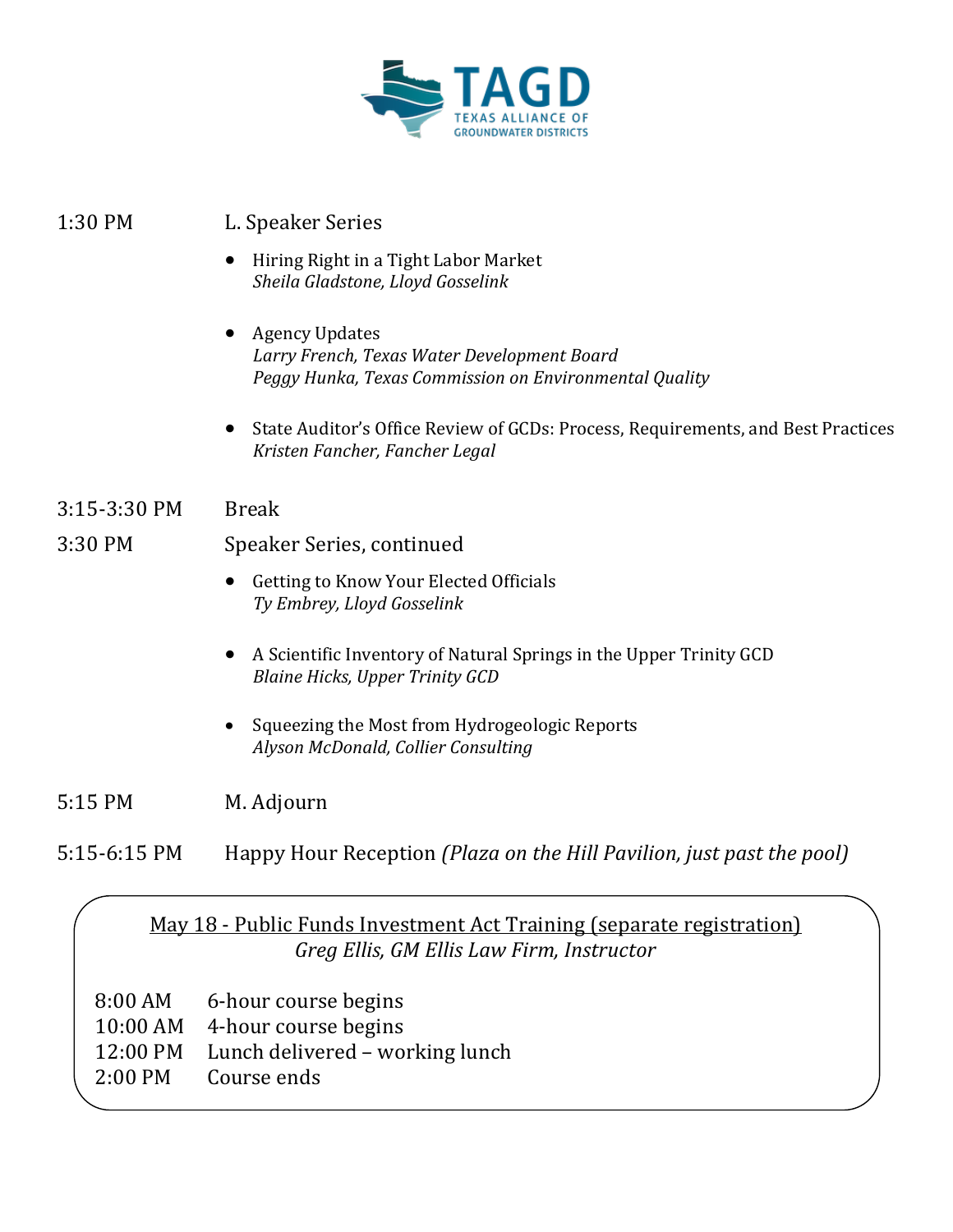TAGD
TEXAS ALLIANCE OF GROUNDWATER DISTRICTS

1:30 PM L. Speaker Series

- Hiring Right in a Tight Labor Market
  *Sheila Gladstone, Lloyd Gosselink*

- Agency Updates
  *Larry French, Texas Water Development Board*
  *Peggy Hunka, Texas Commission on Environmental Quality*

- State Auditor's Office Review of GCDs: Process, Requirements, and Best Practices
  *Kristen Fancher, Fancher Legal*

3:15-3:30 PM Break

3:30 PM Speaker Series, continued

- Getting to Know Your Elected Officials
  *Ty Embrey, Lloyd Gosselink*

- A Scientific Inventory of Natural Springs in the Upper Trinity GCD
  *Blaine Hicks, Upper Trinity GCD*

- Squeezing the Most from Hydrogeologic Reports
  *Alyson McDonald, Collier Consulting*

5:15 PM M. Adjourn

5:15-6:15 PM Happy Hour Reception *(Plaza on the Hill Pavilion, just past the pool)*

<u>May 18 - Public Funds Investment Act Training (separate registration)</u>
*Greg Ellis, GM Ellis Law Firm, Instructor*

8:00 AM 6-hour course begins
10:00 AM 4-hour course begins
12:00 PM Lunch delivered – working lunch
2:00 PM Course ends